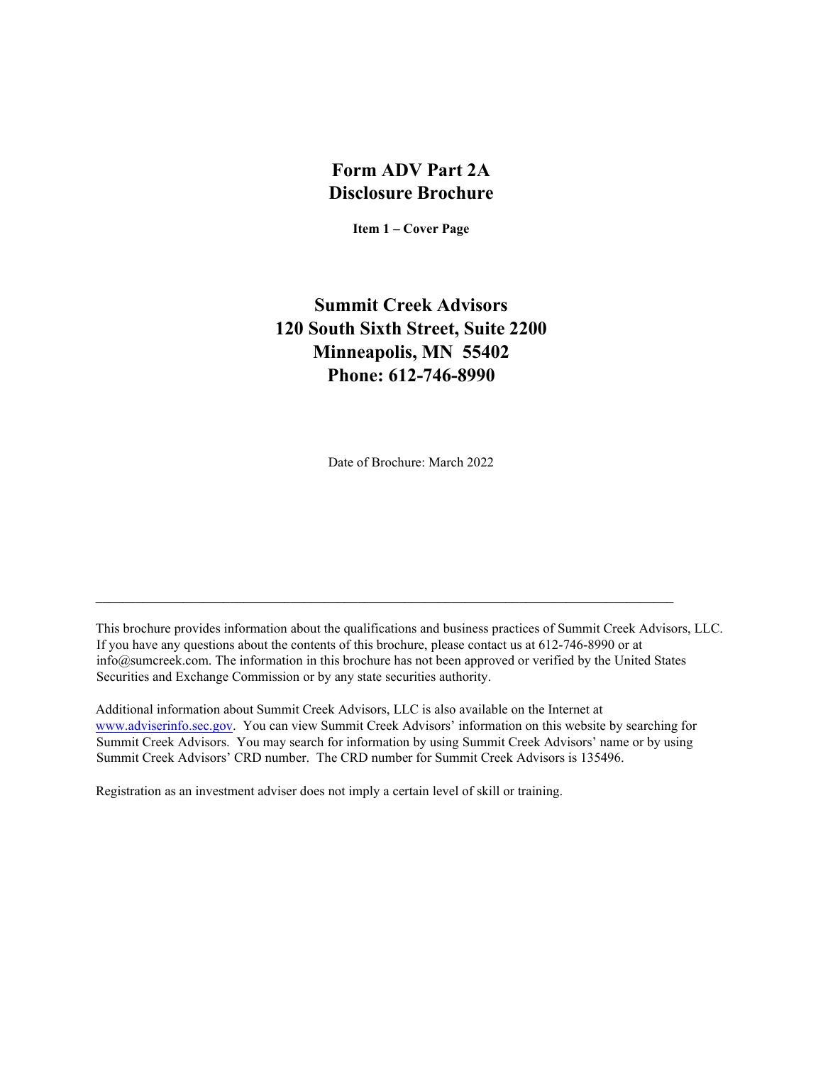# Form ADV Part 2A
# Disclosure Brochure

**Item 1 – Cover Page**

## Summit Creek Advisors
## 120 South Sixth Street, Suite 2200
## Minneapolis, MN 55402
## Phone: 612-746-8990

Date of Brochure: March 2022

---

This brochure provides information about the qualifications and business practices of Summit Creek Advisors, LLC. If you have any questions about the contents of this brochure, please contact us at 612-746-8990 or at info@sumcreek.com. The information in this brochure has not been approved or verified by the United States Securities and Exchange Commission or by any state securities authority.

Additional information about Summit Creek Advisors, LLC is also available on the Internet at www.adviserinfo.sec.gov. You can view Summit Creek Advisors' information on this website by searching for Summit Creek Advisors. You may search for information by using Summit Creek Advisors' name or by using Summit Creek Advisors' CRD number. The CRD number for Summit Creek Advisors is 135496.

Registration as an investment adviser does not imply a certain level of skill or training.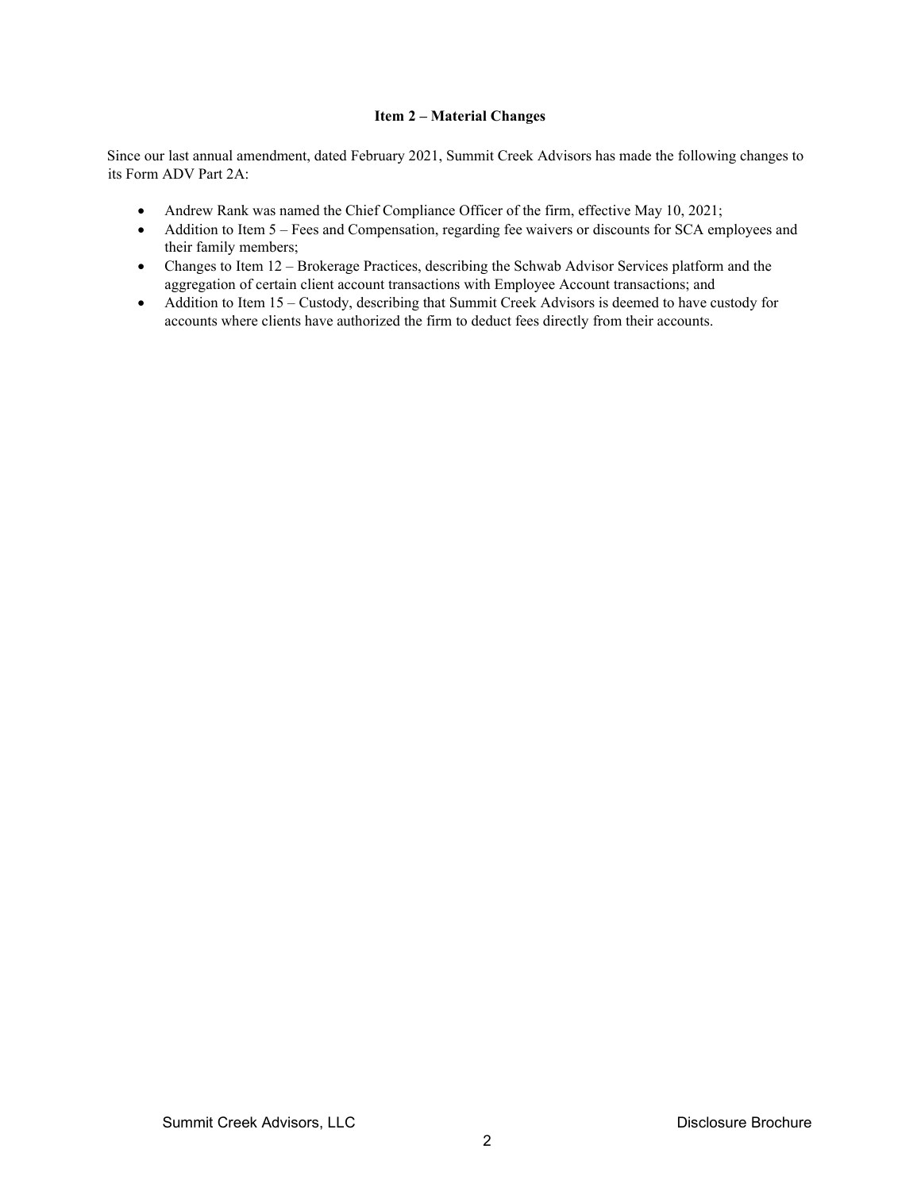## Item 2 – Material Changes

Since our last annual amendment, dated February 2021, Summit Creek Advisors has made the following changes to its Form ADV Part 2A:

- Andrew Rank was named the Chief Compliance Officer of the firm, effective May 10, 2021;
- Addition to Item 5 – Fees and Compensation, regarding fee waivers or discounts for SCA employees and their family members;
- Changes to Item 12 – Brokerage Practices, describing the Schwab Advisor Services platform and the aggregation of certain client account transactions with Employee Account transactions; and
- Addition to Item 15 – Custody, describing that Summit Creek Advisors is deemed to have custody for accounts where clients have authorized the firm to deduct fees directly from their accounts.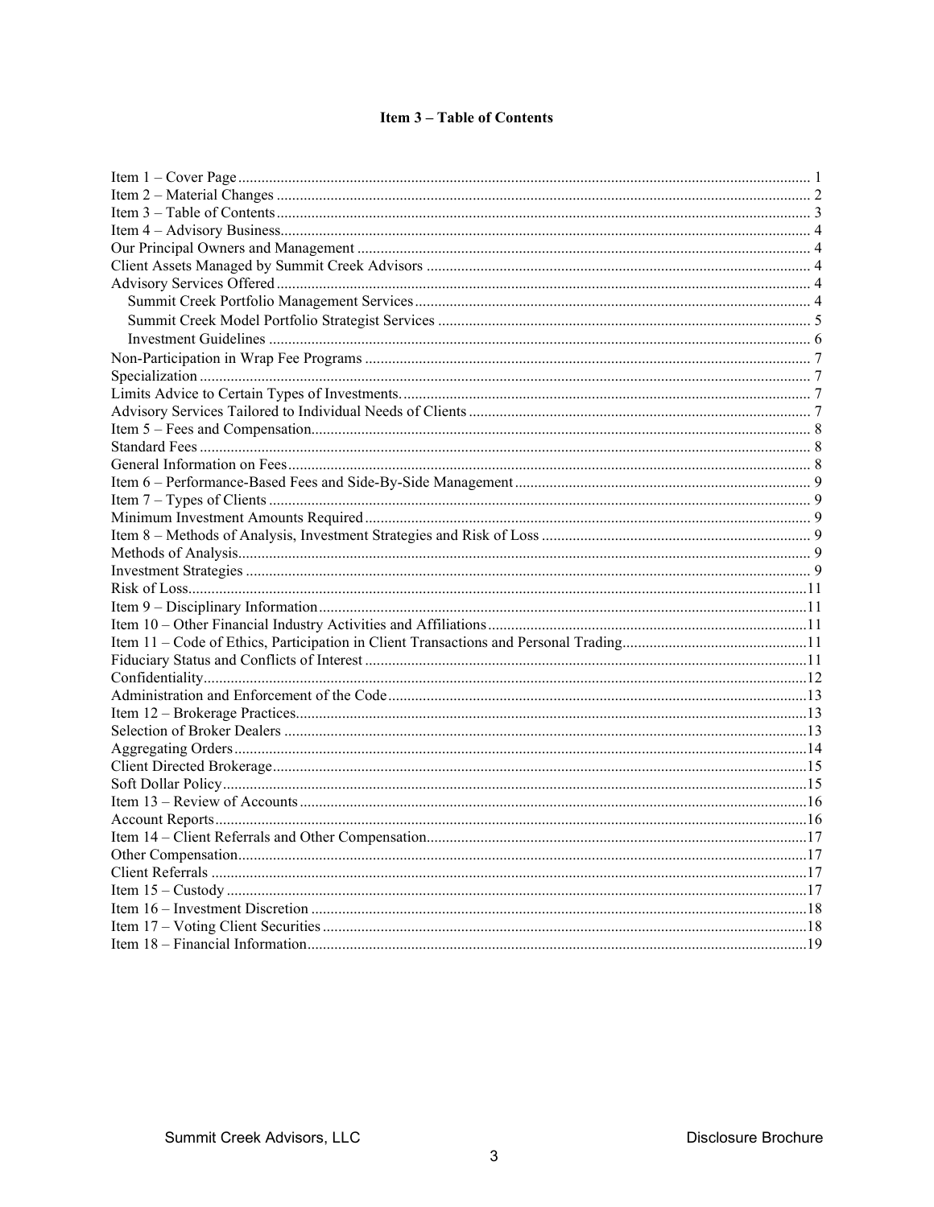## Item 3 – Table of Contents

Item 1 – Cover Page ... 1
Item 2 – Material Changes ... 2
Item 3 – Table of Contents ... 3
Item 4 – Advisory Business ... 4
Our Principal Owners and Management ... 4
Client Assets Managed by Summit Creek Advisors ... 4
Advisory Services Offered ... 4
  Summit Creek Portfolio Management Services ... 4
  Summit Creek Model Portfolio Strategist Services ... 5
  Investment Guidelines ... 6
Non-Participation in Wrap Fee Programs ... 7
Specialization ... 7
Limits Advice to Certain Types of Investments. ... 7
Advisory Services Tailored to Individual Needs of Clients ... 7
Item 5 – Fees and Compensation ... 8
Standard Fees ... 8
General Information on Fees ... 8
Item 6 – Performance-Based Fees and Side-By-Side Management ... 9
Item 7 – Types of Clients ... 9
Minimum Investment Amounts Required ... 9
Item 8 – Methods of Analysis, Investment Strategies and Risk of Loss ... 9
Methods of Analysis ... 9
Investment Strategies ... 9
Risk of Loss ... 11
Item 9 – Disciplinary Information ... 11
Item 10 – Other Financial Industry Activities and Affiliations ... 11
Item 11 – Code of Ethics, Participation in Client Transactions and Personal Trading ... 11
Fiduciary Status and Conflicts of Interest ... 11
Confidentiality ... 12
Administration and Enforcement of the Code ... 13
Item 12 – Brokerage Practices ... 13
Selection of Broker Dealers ... 13
Aggregating Orders ... 14
Client Directed Brokerage ... 15
Soft Dollar Policy ... 15
Item 13 – Review of Accounts ... 16
Account Reports ... 16
Item 14 – Client Referrals and Other Compensation ... 17
Other Compensation ... 17
Client Referrals ... 17
Item 15 – Custody ... 17
Item 16 – Investment Discretion ... 18
Item 17 – Voting Client Securities ... 18
Item 18 – Financial Information ... 19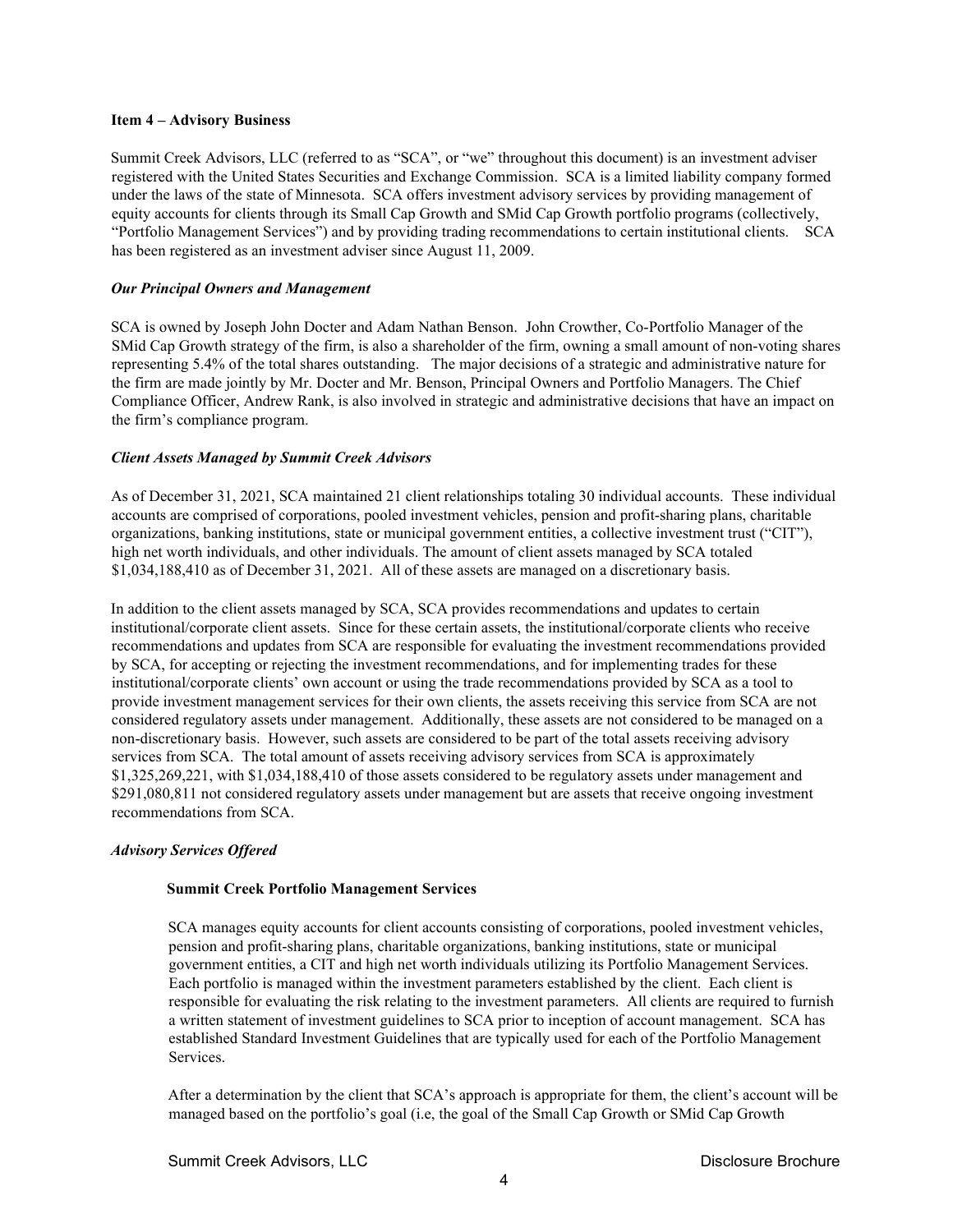## Item 4 – Advisory Business

Summit Creek Advisors, LLC (referred to as "SCA", or "we" throughout this document) is an investment adviser registered with the United States Securities and Exchange Commission. SCA is a limited liability company formed under the laws of the state of Minnesota. SCA offers investment advisory services by providing management of equity accounts for clients through its Small Cap Growth and SMid Cap Growth portfolio programs (collectively, "Portfolio Management Services") and by providing trading recommendations to certain institutional clients. SCA has been registered as an investment adviser since August 11, 2009.

### *Our Principal Owners and Management*

SCA is owned by Joseph John Docter and Adam Nathan Benson. John Crowther, Co-Portfolio Manager of the SMid Cap Growth strategy of the firm, is also a shareholder of the firm, owning a small amount of non-voting shares representing 5.4% of the total shares outstanding. The major decisions of a strategic and administrative nature for the firm are made jointly by Mr. Docter and Mr. Benson, Principal Owners and Portfolio Managers. The Chief Compliance Officer, Andrew Rank, is also involved in strategic and administrative decisions that have an impact on the firm's compliance program.

### *Client Assets Managed by Summit Creek Advisors*

As of December 31, 2021, SCA maintained 21 client relationships totaling 30 individual accounts. These individual accounts are comprised of corporations, pooled investment vehicles, pension and profit-sharing plans, charitable organizations, banking institutions, state or municipal government entities, a collective investment trust ("CIT"), high net worth individuals, and other individuals. The amount of client assets managed by SCA totaled $1,034,188,410 as of December 31, 2021. All of these assets are managed on a discretionary basis.

In addition to the client assets managed by SCA, SCA provides recommendations and updates to certain institutional/corporate client assets. Since for these certain assets, the institutional/corporate clients who receive recommendations and updates from SCA are responsible for evaluating the investment recommendations provided by SCA, for accepting or rejecting the investment recommendations, and for implementing trades for these institutional/corporate clients' own account or using the trade recommendations provided by SCA as a tool to provide investment management services for their own clients, the assets receiving this service from SCA are not considered regulatory assets under management. Additionally, these assets are not considered to be managed on a non-discretionary basis. However, such assets are considered to be part of the total assets receiving advisory services from SCA. The total amount of assets receiving advisory services from SCA is approximately $1,325,269,221, with $1,034,188,410 of those assets considered to be regulatory assets under management and $291,080,811 not considered regulatory assets under management but are assets that receive ongoing investment recommendations from SCA.

### *Advisory Services Offered*

#### Summit Creek Portfolio Management Services

SCA manages equity accounts for client accounts consisting of corporations, pooled investment vehicles, pension and profit-sharing plans, charitable organizations, banking institutions, state or municipal government entities, a CIT and high net worth individuals utilizing its Portfolio Management Services. Each portfolio is managed within the investment parameters established by the client. Each client is responsible for evaluating the risk relating to the investment parameters. All clients are required to furnish a written statement of investment guidelines to SCA prior to inception of account management. SCA has established Standard Investment Guidelines that are typically used for each of the Portfolio Management Services.

After a determination by the client that SCA's approach is appropriate for them, the client's account will be managed based on the portfolio's goal (i.e, the goal of the Small Cap Growth or SMid Cap Growth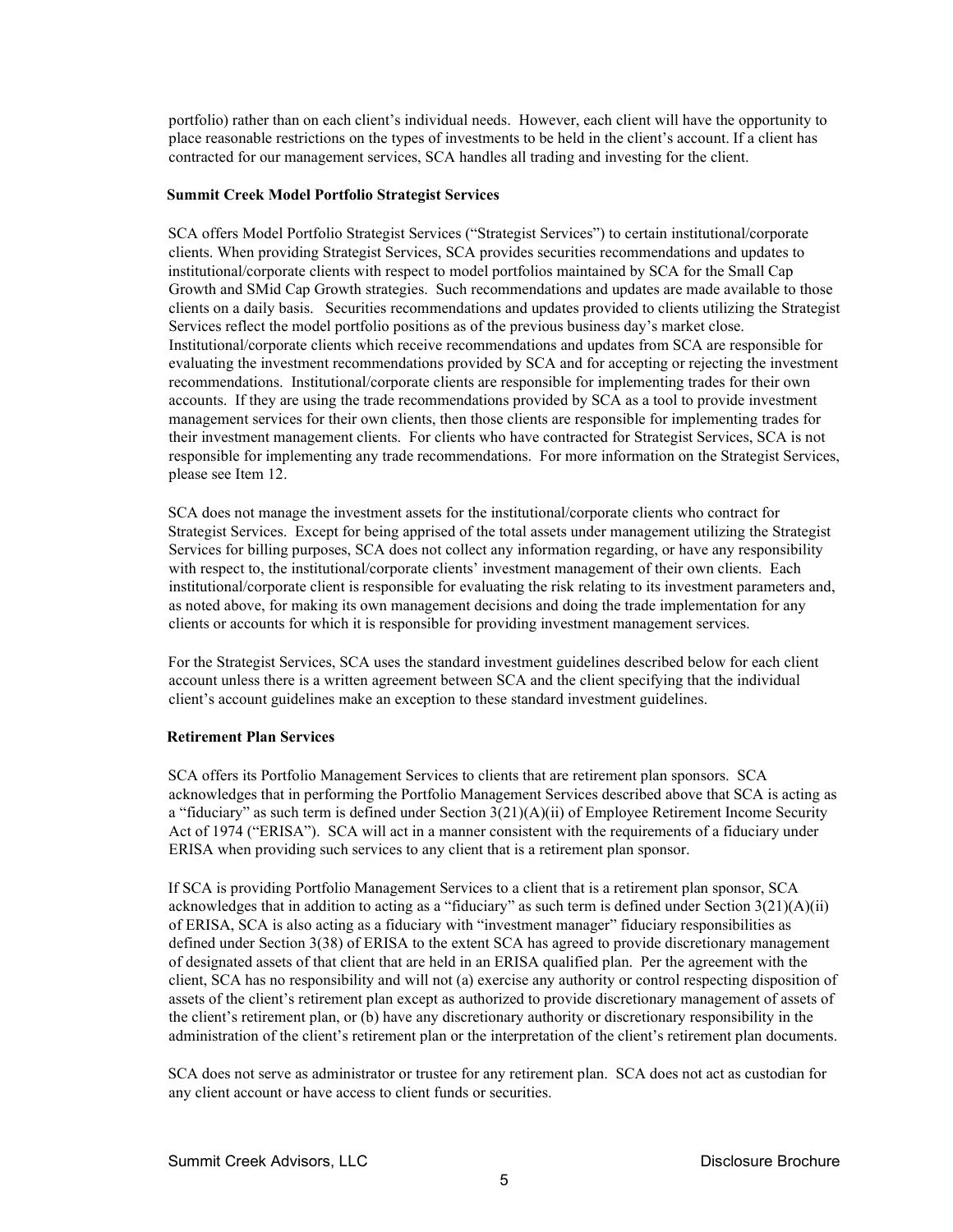portfolio) rather than on each client's individual needs. However, each client will have the opportunity to place reasonable restrictions on the types of investments to be held in the client's account. If a client has contracted for our management services, SCA handles all trading and investing for the client.

**Summit Creek Model Portfolio Strategist Services**

SCA offers Model Portfolio Strategist Services ("Strategist Services") to certain institutional/corporate clients. When providing Strategist Services, SCA provides securities recommendations and updates to institutional/corporate clients with respect to model portfolios maintained by SCA for the Small Cap Growth and SMid Cap Growth strategies. Such recommendations and updates are made available to those clients on a daily basis. Securities recommendations and updates provided to clients utilizing the Strategist Services reflect the model portfolio positions as of the previous business day's market close. Institutional/corporate clients which receive recommendations and updates from SCA are responsible for evaluating the investment recommendations provided by SCA and for accepting or rejecting the investment recommendations. Institutional/corporate clients are responsible for implementing trades for their own accounts. If they are using the trade recommendations provided by SCA as a tool to provide investment management services for their own clients, then those clients are responsible for implementing trades for their investment management clients. For clients who have contracted for Strategist Services, SCA is not responsible for implementing any trade recommendations. For more information on the Strategist Services, please see Item 12.

SCA does not manage the investment assets for the institutional/corporate clients who contract for Strategist Services. Except for being apprised of the total assets under management utilizing the Strategist Services for billing purposes, SCA does not collect any information regarding, or have any responsibility with respect to, the institutional/corporate clients' investment management of their own clients. Each institutional/corporate client is responsible for evaluating the risk relating to its investment parameters and, as noted above, for making its own management decisions and doing the trade implementation for any clients or accounts for which it is responsible for providing investment management services.

For the Strategist Services, SCA uses the standard investment guidelines described below for each client account unless there is a written agreement between SCA and the client specifying that the individual client's account guidelines make an exception to these standard investment guidelines.

**Retirement Plan Services**

SCA offers its Portfolio Management Services to clients that are retirement plan sponsors. SCA acknowledges that in performing the Portfolio Management Services described above that SCA is acting as a "fiduciary" as such term is defined under Section 3(21)(A)(ii) of Employee Retirement Income Security Act of 1974 ("ERISA"). SCA will act in a manner consistent with the requirements of a fiduciary under ERISA when providing such services to any client that is a retirement plan sponsor.

If SCA is providing Portfolio Management Services to a client that is a retirement plan sponsor, SCA acknowledges that in addition to acting as a "fiduciary" as such term is defined under Section 3(21)(A)(ii) of ERISA, SCA is also acting as a fiduciary with "investment manager" fiduciary responsibilities as defined under Section 3(38) of ERISA to the extent SCA has agreed to provide discretionary management of designated assets of that client that are held in an ERISA qualified plan. Per the agreement with the client, SCA has no responsibility and will not (a) exercise any authority or control respecting disposition of assets of the client's retirement plan except as authorized to provide discretionary management of assets of the client's retirement plan, or (b) have any discretionary authority or discretionary responsibility in the administration of the client's retirement plan or the interpretation of the client's retirement plan documents.

SCA does not serve as administrator or trustee for any retirement plan. SCA does not act as custodian for any client account or have access to client funds or securities.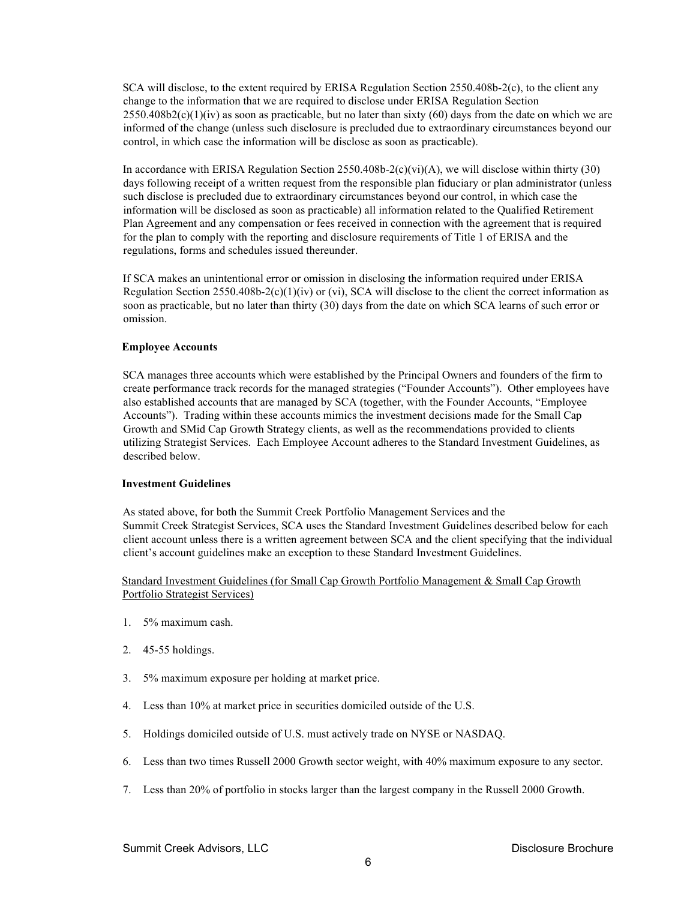SCA will disclose, to the extent required by ERISA Regulation Section 2550.408b-2(c), to the client any change to the information that we are required to disclose under ERISA Regulation Section 2550.408b2(c)(1)(iv) as soon as practicable, but no later than sixty (60) days from the date on which we are informed of the change (unless such disclosure is precluded due to extraordinary circumstances beyond our control, in which case the information will be disclose as soon as practicable).

In accordance with ERISA Regulation Section 2550.408b-2(c)(vi)(A), we will disclose within thirty (30) days following receipt of a written request from the responsible plan fiduciary or plan administrator (unless such disclose is precluded due to extraordinary circumstances beyond our control, in which case the information will be disclosed as soon as practicable) all information related to the Qualified Retirement Plan Agreement and any compensation or fees received in connection with the agreement that is required for the plan to comply with the reporting and disclosure requirements of Title 1 of ERISA and the regulations, forms and schedules issued thereunder.

If SCA makes an unintentional error or omission in disclosing the information required under ERISA Regulation Section 2550.408b-2(c)(1)(iv) or (vi), SCA will disclose to the client the correct information as soon as practicable, but no later than thirty (30) days from the date on which SCA learns of such error or omission.

**Employee Accounts**

SCA manages three accounts which were established by the Principal Owners and founders of the firm to create performance track records for the managed strategies ("Founder Accounts"). Other employees have also established accounts that are managed by SCA (together, with the Founder Accounts, "Employee Accounts"). Trading within these accounts mimics the investment decisions made for the Small Cap Growth and SMid Cap Growth Strategy clients, as well as the recommendations provided to clients utilizing Strategist Services. Each Employee Account adheres to the Standard Investment Guidelines, as described below.

**Investment Guidelines**

As stated above, for both the Summit Creek Portfolio Management Services and the Summit Creek Strategist Services, SCA uses the Standard Investment Guidelines described below for each client account unless there is a written agreement between SCA and the client specifying that the individual client's account guidelines make an exception to these Standard Investment Guidelines.

<u>Standard Investment Guidelines (for Small Cap Growth Portfolio Management & Small Cap Growth Portfolio Strategist Services)</u>

1. 5% maximum cash.
2. 45-55 holdings.
3. 5% maximum exposure per holding at market price.
4. Less than 10% at market price in securities domiciled outside of the U.S.
5. Holdings domiciled outside of U.S. must actively trade on NYSE or NASDAQ.
6. Less than two times Russell 2000 Growth sector weight, with 40% maximum exposure to any sector.
7. Less than 20% of portfolio in stocks larger than the largest company in the Russell 2000 Growth.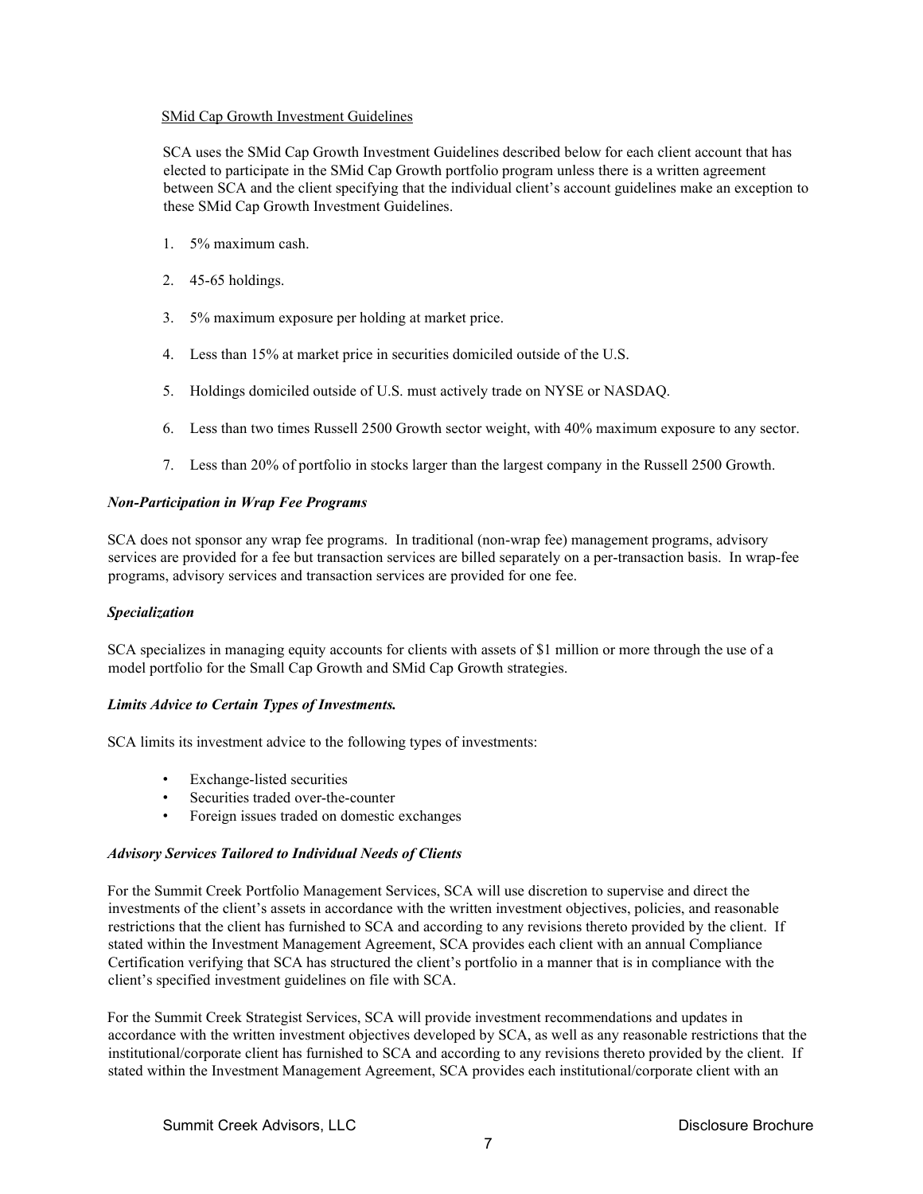SMid Cap Growth Investment Guidelines

SCA uses the SMid Cap Growth Investment Guidelines described below for each client account that has elected to participate in the SMid Cap Growth portfolio program unless there is a written agreement between SCA and the client specifying that the individual client's account guidelines make an exception to these SMid Cap Growth Investment Guidelines.

1. 5% maximum cash.
2. 45-65 holdings.
3. 5% maximum exposure per holding at market price.
4. Less than 15% at market price in securities domiciled outside of the U.S.
5. Holdings domiciled outside of U.S. must actively trade on NYSE or NASDAQ.
6. Less than two times Russell 2500 Growth sector weight, with 40% maximum exposure to any sector.
7. Less than 20% of portfolio in stocks larger than the largest company in the Russell 2500 Growth.

***Non-Participation in Wrap Fee Programs***

SCA does not sponsor any wrap fee programs. In traditional (non-wrap fee) management programs, advisory services are provided for a fee but transaction services are billed separately on a per-transaction basis. In wrap-fee programs, advisory services and transaction services are provided for one fee.

***Specialization***

SCA specializes in managing equity accounts for clients with assets of $1 million or more through the use of a model portfolio for the Small Cap Growth and SMid Cap Growth strategies.

***Limits Advice to Certain Types of Investments.***

SCA limits its investment advice to the following types of investments:

- Exchange-listed securities
- Securities traded over-the-counter
- Foreign issues traded on domestic exchanges

***Advisory Services Tailored to Individual Needs of Clients***

For the Summit Creek Portfolio Management Services, SCA will use discretion to supervise and direct the investments of the client's assets in accordance with the written investment objectives, policies, and reasonable restrictions that the client has furnished to SCA and according to any revisions thereto provided by the client. If stated within the Investment Management Agreement, SCA provides each client with an annual Compliance Certification verifying that SCA has structured the client's portfolio in a manner that is in compliance with the client's specified investment guidelines on file with SCA.

For the Summit Creek Strategist Services, SCA will provide investment recommendations and updates in accordance with the written investment objectives developed by SCA, as well as any reasonable restrictions that the institutional/corporate client has furnished to SCA and according to any revisions thereto provided by the client. If stated within the Investment Management Agreement, SCA provides each institutional/corporate client with an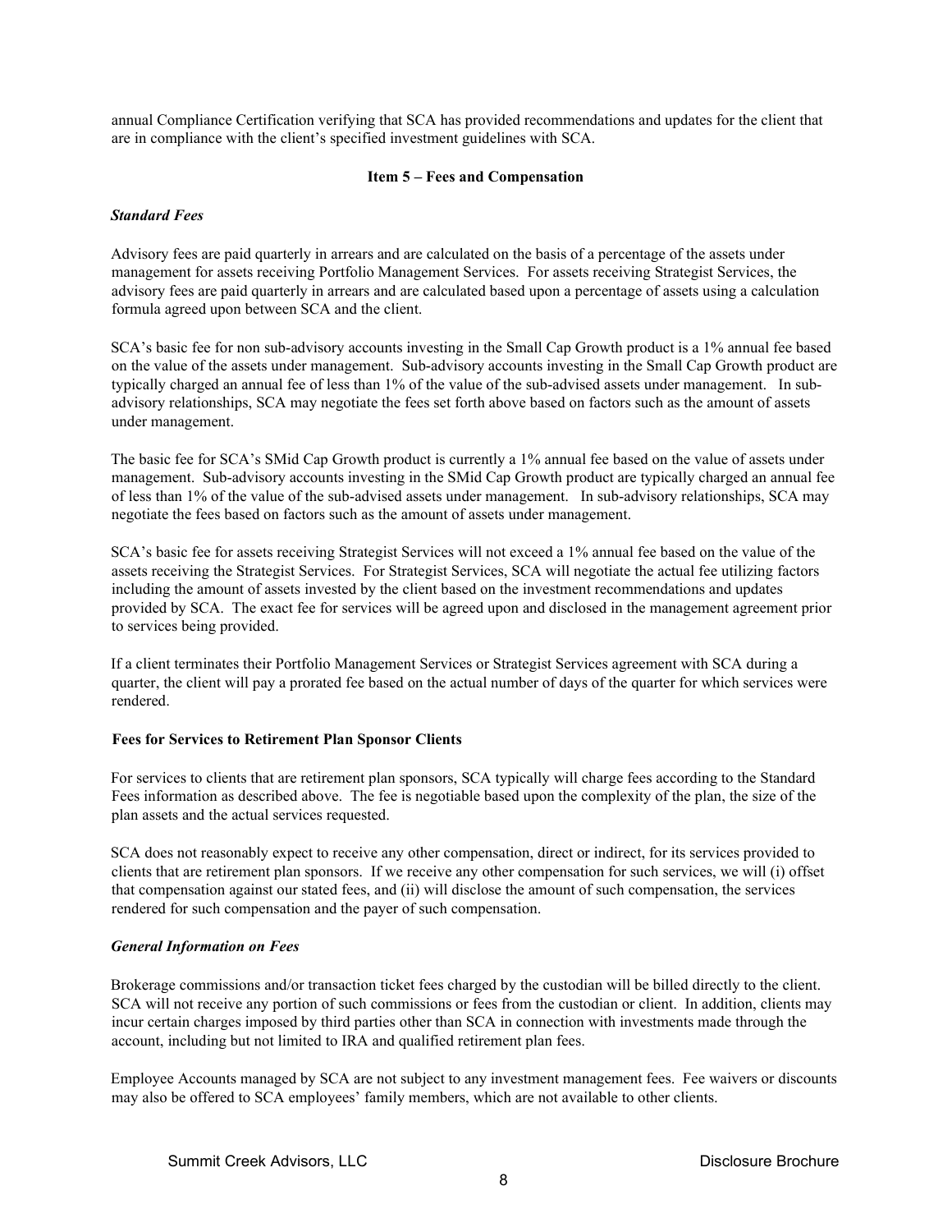annual Compliance Certification verifying that SCA has provided recommendations and updates for the client that are in compliance with the client's specified investment guidelines with SCA.

## Item 5 – Fees and Compensation

### *Standard Fees*

Advisory fees are paid quarterly in arrears and are calculated on the basis of a percentage of the assets under management for assets receiving Portfolio Management Services. For assets receiving Strategist Services, the advisory fees are paid quarterly in arrears and are calculated based upon a percentage of assets using a calculation formula agreed upon between SCA and the client.

SCA's basic fee for non sub-advisory accounts investing in the Small Cap Growth product is a 1% annual fee based on the value of the assets under management. Sub-advisory accounts investing in the Small Cap Growth product are typically charged an annual fee of less than 1% of the value of the sub-advised assets under management. In sub-advisory relationships, SCA may negotiate the fees set forth above based on factors such as the amount of assets under management.

The basic fee for SCA's SMid Cap Growth product is currently a 1% annual fee based on the value of assets under management. Sub-advisory accounts investing in the SMid Cap Growth product are typically charged an annual fee of less than 1% of the value of the sub-advised assets under management. In sub-advisory relationships, SCA may negotiate the fees based on factors such as the amount of assets under management.

SCA's basic fee for assets receiving Strategist Services will not exceed a 1% annual fee based on the value of the assets receiving the Strategist Services. For Strategist Services, SCA will negotiate the actual fee utilizing factors including the amount of assets invested by the client based on the investment recommendations and updates provided by SCA. The exact fee for services will be agreed upon and disclosed in the management agreement prior to services being provided.

If a client terminates their Portfolio Management Services or Strategist Services agreement with SCA during a quarter, the client will pay a prorated fee based on the actual number of days of the quarter for which services were rendered.

### Fees for Services to Retirement Plan Sponsor Clients

For services to clients that are retirement plan sponsors, SCA typically will charge fees according to the Standard Fees information as described above. The fee is negotiable based upon the complexity of the plan, the size of the plan assets and the actual services requested.

SCA does not reasonably expect to receive any other compensation, direct or indirect, for its services provided to clients that are retirement plan sponsors. If we receive any other compensation for such services, we will (i) offset that compensation against our stated fees, and (ii) will disclose the amount of such compensation, the services rendered for such compensation and the payer of such compensation.

### *General Information on Fees*

Brokerage commissions and/or transaction ticket fees charged by the custodian will be billed directly to the client. SCA will not receive any portion of such commissions or fees from the custodian or client. In addition, clients may incur certain charges imposed by third parties other than SCA in connection with investments made through the account, including but not limited to IRA and qualified retirement plan fees.

Employee Accounts managed by SCA are not subject to any investment management fees. Fee waivers or discounts may also be offered to SCA employees' family members, which are not available to other clients.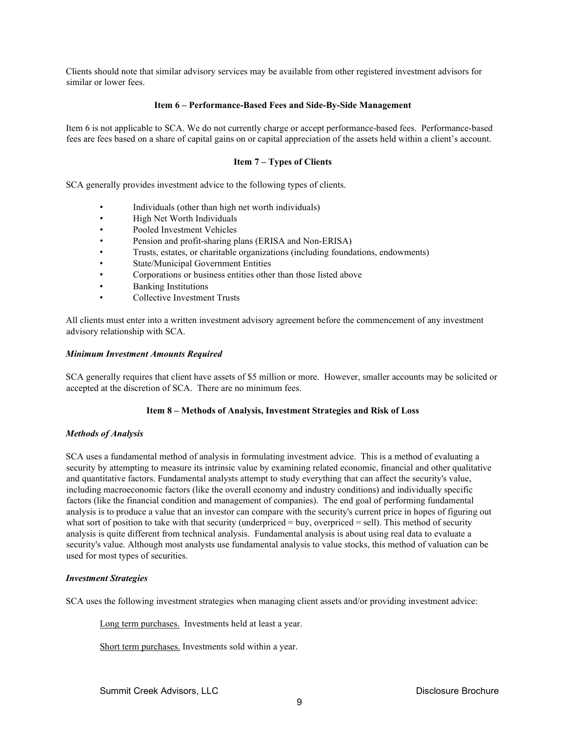Clients should note that similar advisory services may be available from other registered investment advisors for similar or lower fees.

## Item 6 – Performance-Based Fees and Side-By-Side Management

Item 6 is not applicable to SCA. We do not currently charge or accept performance-based fees. Performance-based fees are fees based on a share of capital gains on or capital appreciation of the assets held within a client's account.

## Item 7 – Types of Clients

SCA generally provides investment advice to the following types of clients.

- Individuals (other than high net worth individuals)
- High Net Worth Individuals
- Pooled Investment Vehicles
- Pension and profit-sharing plans (ERISA and Non-ERISA)
- Trusts, estates, or charitable organizations (including foundations, endowments)
- State/Municipal Government Entities
- Corporations or business entities other than those listed above
- Banking Institutions
- Collective Investment Trusts

All clients must enter into a written investment advisory agreement before the commencement of any investment advisory relationship with SCA.

### *Minimum Investment Amounts Required*

SCA generally requires that client have assets of $5 million or more. However, smaller accounts may be solicited or accepted at the discretion of SCA. There are no minimum fees.

## Item 8 – Methods of Analysis, Investment Strategies and Risk of Loss

### *Methods of Analysis*

SCA uses a fundamental method of analysis in formulating investment advice. This is a method of evaluating a security by attempting to measure its intrinsic value by examining related economic, financial and other qualitative and quantitative factors. Fundamental analysts attempt to study everything that can affect the security's value, including macroeconomic factors (like the overall economy and industry conditions) and individually specific factors (like the financial condition and management of companies). The end goal of performing fundamental analysis is to produce a value that an investor can compare with the security's current price in hopes of figuring out what sort of position to take with that security (underpriced = buy, overpriced = sell). This method of security analysis is quite different from technical analysis. Fundamental analysis is about using real data to evaluate a security's value. Although most analysts use fundamental analysis to value stocks, this method of valuation can be used for most types of securities.

### *Investment Strategies*

SCA uses the following investment strategies when managing client assets and/or providing investment advice:

Long term purchases. Investments held at least a year.

Short term purchases. Investments sold within a year.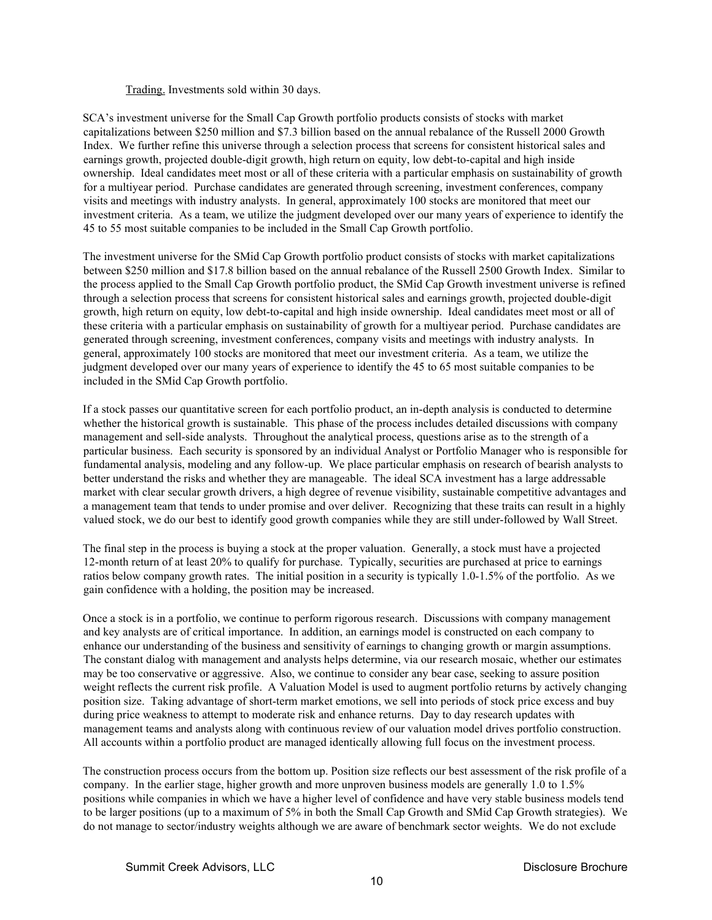Trading. Investments sold within 30 days.

SCA's investment universe for the Small Cap Growth portfolio products consists of stocks with market capitalizations between $250 million and $7.3 billion based on the annual rebalance of the Russell 2000 Growth Index. We further refine this universe through a selection process that screens for consistent historical sales and earnings growth, projected double-digit growth, high return on equity, low debt-to-capital and high inside ownership. Ideal candidates meet most or all of these criteria with a particular emphasis on sustainability of growth for a multiyear period. Purchase candidates are generated through screening, investment conferences, company visits and meetings with industry analysts. In general, approximately 100 stocks are monitored that meet our investment criteria. As a team, we utilize the judgment developed over our many years of experience to identify the 45 to 55 most suitable companies to be included in the Small Cap Growth portfolio.

The investment universe for the SMid Cap Growth portfolio product consists of stocks with market capitalizations between $250 million and $17.8 billion based on the annual rebalance of the Russell 2500 Growth Index. Similar to the process applied to the Small Cap Growth portfolio product, the SMid Cap Growth investment universe is refined through a selection process that screens for consistent historical sales and earnings growth, projected double-digit growth, high return on equity, low debt-to-capital and high inside ownership. Ideal candidates meet most or all of these criteria with a particular emphasis on sustainability of growth for a multiyear period. Purchase candidates are generated through screening, investment conferences, company visits and meetings with industry analysts. In general, approximately 100 stocks are monitored that meet our investment criteria. As a team, we utilize the judgment developed over our many years of experience to identify the 45 to 65 most suitable companies to be included in the SMid Cap Growth portfolio.

If a stock passes our quantitative screen for each portfolio product, an in-depth analysis is conducted to determine whether the historical growth is sustainable. This phase of the process includes detailed discussions with company management and sell-side analysts. Throughout the analytical process, questions arise as to the strength of a particular business. Each security is sponsored by an individual Analyst or Portfolio Manager who is responsible for fundamental analysis, modeling and any follow-up. We place particular emphasis on research of bearish analysts to better understand the risks and whether they are manageable. The ideal SCA investment has a large addressable market with clear secular growth drivers, a high degree of revenue visibility, sustainable competitive advantages and a management team that tends to under promise and over deliver. Recognizing that these traits can result in a highly valued stock, we do our best to identify good growth companies while they are still under-followed by Wall Street.

The final step in the process is buying a stock at the proper valuation. Generally, a stock must have a projected 12-month return of at least 20% to qualify for purchase. Typically, securities are purchased at price to earnings ratios below company growth rates. The initial position in a security is typically 1.0-1.5% of the portfolio. As we gain confidence with a holding, the position may be increased.

Once a stock is in a portfolio, we continue to perform rigorous research. Discussions with company management and key analysts are of critical importance. In addition, an earnings model is constructed on each company to enhance our understanding of the business and sensitivity of earnings to changing growth or margin assumptions. The constant dialog with management and analysts helps determine, via our research mosaic, whether our estimates may be too conservative or aggressive. Also, we continue to consider any bear case, seeking to assure position weight reflects the current risk profile. A Valuation Model is used to augment portfolio returns by actively changing position size. Taking advantage of short-term market emotions, we sell into periods of stock price excess and buy during price weakness to attempt to moderate risk and enhance returns. Day to day research updates with management teams and analysts along with continuous review of our valuation model drives portfolio construction. All accounts within a portfolio product are managed identically allowing full focus on the investment process.

The construction process occurs from the bottom up. Position size reflects our best assessment of the risk profile of a company. In the earlier stage, higher growth and more unproven business models are generally 1.0 to 1.5% positions while companies in which we have a higher level of confidence and have very stable business models tend to be larger positions (up to a maximum of 5% in both the Small Cap Growth and SMid Cap Growth strategies). We do not manage to sector/industry weights although we are aware of benchmark sector weights. We do not exclude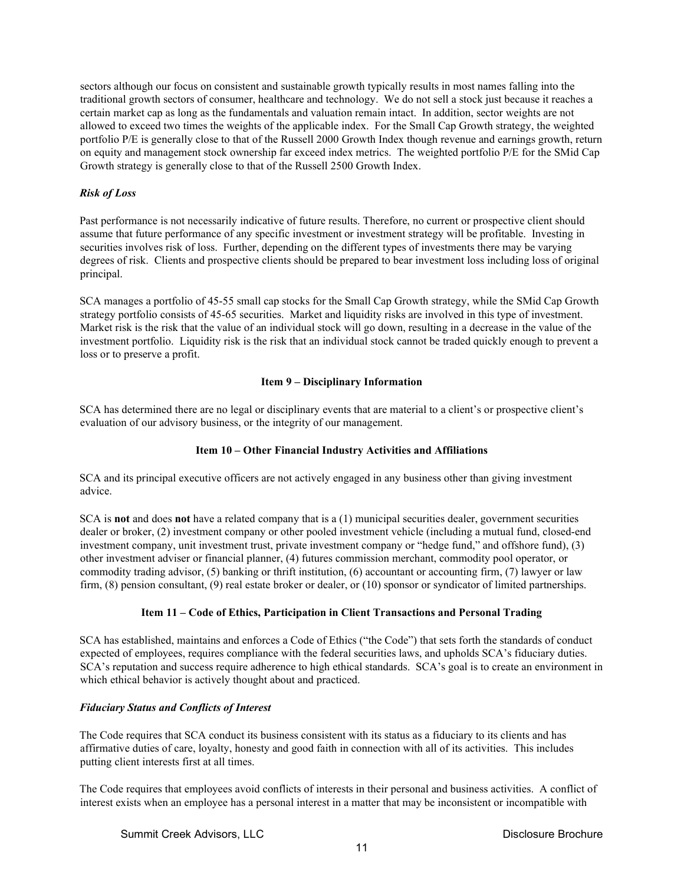sectors although our focus on consistent and sustainable growth typically results in most names falling into the traditional growth sectors of consumer, healthcare and technology. We do not sell a stock just because it reaches a certain market cap as long as the fundamentals and valuation remain intact. In addition, sector weights are not allowed to exceed two times the weights of the applicable index. For the Small Cap Growth strategy, the weighted portfolio P/E is generally close to that of the Russell 2000 Growth Index though revenue and earnings growth, return on equity and management stock ownership far exceed index metrics. The weighted portfolio P/E for the SMid Cap Growth strategy is generally close to that of the Russell 2500 Growth Index.

***Risk of Loss***

Past performance is not necessarily indicative of future results. Therefore, no current or prospective client should assume that future performance of any specific investment or investment strategy will be profitable. Investing in securities involves risk of loss. Further, depending on the different types of investments there may be varying degrees of risk. Clients and prospective clients should be prepared to bear investment loss including loss of original principal.

SCA manages a portfolio of 45-55 small cap stocks for the Small Cap Growth strategy, while the SMid Cap Growth strategy portfolio consists of 45-65 securities. Market and liquidity risks are involved in this type of investment. Market risk is the risk that the value of an individual stock will go down, resulting in a decrease in the value of the investment portfolio. Liquidity risk is the risk that an individual stock cannot be traded quickly enough to prevent a loss or to preserve a profit.

## Item 9 – Disciplinary Information

SCA has determined there are no legal or disciplinary events that are material to a client's or prospective client's evaluation of our advisory business, or the integrity of our management.

## Item 10 – Other Financial Industry Activities and Affiliations

SCA and its principal executive officers are not actively engaged in any business other than giving investment advice.

SCA is **not** and does **not** have a related company that is a (1) municipal securities dealer, government securities dealer or broker, (2) investment company or other pooled investment vehicle (including a mutual fund, closed-end investment company, unit investment trust, private investment company or "hedge fund," and offshore fund), (3) other investment adviser or financial planner, (4) futures commission merchant, commodity pool operator, or commodity trading advisor, (5) banking or thrift institution, (6) accountant or accounting firm, (7) lawyer or law firm, (8) pension consultant, (9) real estate broker or dealer, or (10) sponsor or syndicator of limited partnerships.

## Item 11 – Code of Ethics, Participation in Client Transactions and Personal Trading

SCA has established, maintains and enforces a Code of Ethics ("the Code") that sets forth the standards of conduct expected of employees, requires compliance with the federal securities laws, and upholds SCA's fiduciary duties. SCA's reputation and success require adherence to high ethical standards. SCA's goal is to create an environment in which ethical behavior is actively thought about and practiced.

***Fiduciary Status and Conflicts of Interest***

The Code requires that SCA conduct its business consistent with its status as a fiduciary to its clients and has affirmative duties of care, loyalty, honesty and good faith in connection with all of its activities. This includes putting client interests first at all times.

The Code requires that employees avoid conflicts of interests in their personal and business activities. A conflict of interest exists when an employee has a personal interest in a matter that may be inconsistent or incompatible with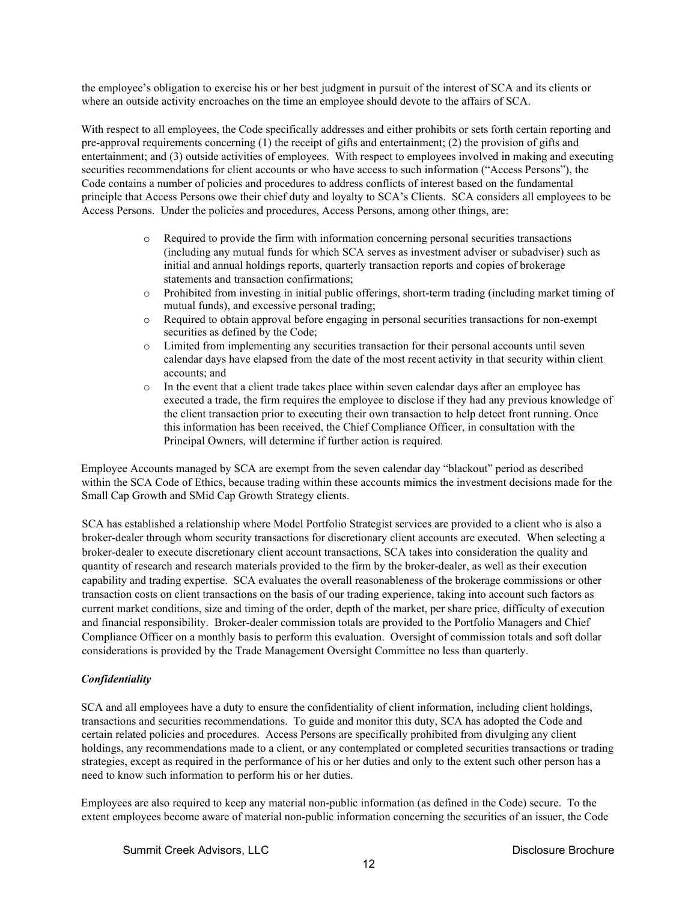the employee's obligation to exercise his or her best judgment in pursuit of the interest of SCA and its clients or where an outside activity encroaches on the time an employee should devote to the affairs of SCA.

With respect to all employees, the Code specifically addresses and either prohibits or sets forth certain reporting and pre-approval requirements concerning (1) the receipt of gifts and entertainment; (2) the provision of gifts and entertainment; and (3) outside activities of employees. With respect to employees involved in making and executing securities recommendations for client accounts or who have access to such information ("Access Persons"), the Code contains a number of policies and procedures to address conflicts of interest based on the fundamental principle that Access Persons owe their chief duty and loyalty to SCA's Clients. SCA considers all employees to be Access Persons. Under the policies and procedures, Access Persons, among other things, are:

- Required to provide the firm with information concerning personal securities transactions (including any mutual funds for which SCA serves as investment adviser or subadviser) such as initial and annual holdings reports, quarterly transaction reports and copies of brokerage statements and transaction confirmations;
- Prohibited from investing in initial public offerings, short-term trading (including market timing of mutual funds), and excessive personal trading;
- Required to obtain approval before engaging in personal securities transactions for non-exempt securities as defined by the Code;
- Limited from implementing any securities transaction for their personal accounts until seven calendar days have elapsed from the date of the most recent activity in that security within client accounts; and
- In the event that a client trade takes place within seven calendar days after an employee has executed a trade, the firm requires the employee to disclose if they had any previous knowledge of the client transaction prior to executing their own transaction to help detect front running. Once this information has been received, the Chief Compliance Officer, in consultation with the Principal Owners, will determine if further action is required.

Employee Accounts managed by SCA are exempt from the seven calendar day "blackout" period as described within the SCA Code of Ethics, because trading within these accounts mimics the investment decisions made for the Small Cap Growth and SMid Cap Growth Strategy clients.

SCA has established a relationship where Model Portfolio Strategist services are provided to a client who is also a broker-dealer through whom security transactions for discretionary client accounts are executed. When selecting a broker-dealer to execute discretionary client account transactions, SCA takes into consideration the quality and quantity of research and research materials provided to the firm by the broker-dealer, as well as their execution capability and trading expertise. SCA evaluates the overall reasonableness of the brokerage commissions or other transaction costs on client transactions on the basis of our trading experience, taking into account such factors as current market conditions, size and timing of the order, depth of the market, per share price, difficulty of execution and financial responsibility. Broker-dealer commission totals are provided to the Portfolio Managers and Chief Compliance Officer on a monthly basis to perform this evaluation. Oversight of commission totals and soft dollar considerations is provided by the Trade Management Oversight Committee no less than quarterly.

***Confidentiality***

SCA and all employees have a duty to ensure the confidentiality of client information, including client holdings, transactions and securities recommendations. To guide and monitor this duty, SCA has adopted the Code and certain related policies and procedures. Access Persons are specifically prohibited from divulging any client holdings, any recommendations made to a client, or any contemplated or completed securities transactions or trading strategies, except as required in the performance of his or her duties and only to the extent such other person has a need to know such information to perform his or her duties.

Employees are also required to keep any material non-public information (as defined in the Code) secure. To the extent employees become aware of material non-public information concerning the securities of an issuer, the Code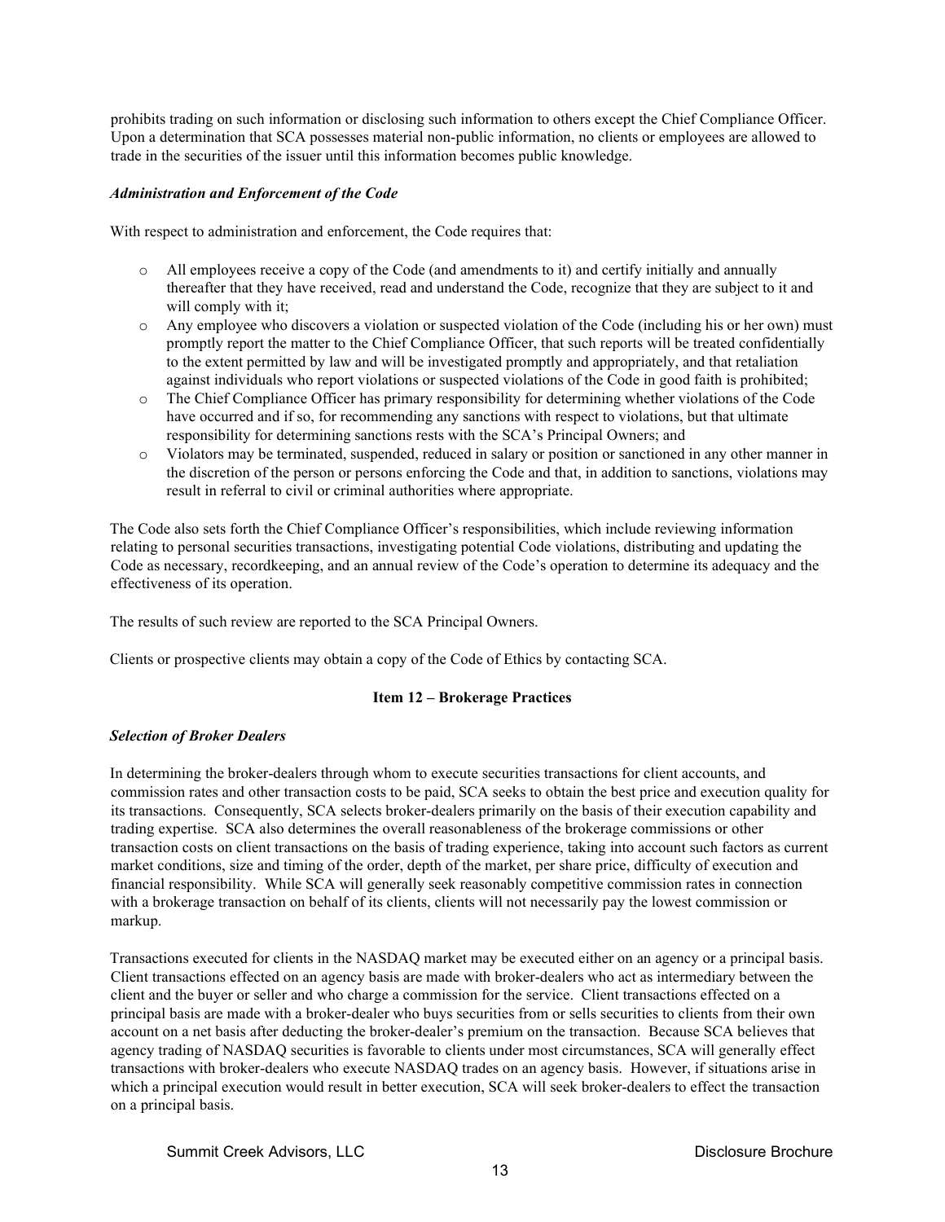prohibits trading on such information or disclosing such information to others except the Chief Compliance Officer. Upon a determination that SCA possesses material non-public information, no clients or employees are allowed to trade in the securities of the issuer until this information becomes public knowledge.

***Administration and Enforcement of the Code***

With respect to administration and enforcement, the Code requires that:

- All employees receive a copy of the Code (and amendments to it) and certify initially and annually thereafter that they have received, read and understand the Code, recognize that they are subject to it and will comply with it;
- Any employee who discovers a violation or suspected violation of the Code (including his or her own) must promptly report the matter to the Chief Compliance Officer, that such reports will be treated confidentially to the extent permitted by law and will be investigated promptly and appropriately, and that retaliation against individuals who report violations or suspected violations of the Code in good faith is prohibited;
- The Chief Compliance Officer has primary responsibility for determining whether violations of the Code have occurred and if so, for recommending any sanctions with respect to violations, but that ultimate responsibility for determining sanctions rests with the SCA's Principal Owners; and
- Violators may be terminated, suspended, reduced in salary or position or sanctioned in any other manner in the discretion of the person or persons enforcing the Code and that, in addition to sanctions, violations may result in referral to civil or criminal authorities where appropriate.

The Code also sets forth the Chief Compliance Officer's responsibilities, which include reviewing information relating to personal securities transactions, investigating potential Code violations, distributing and updating the Code as necessary, recordkeeping, and an annual review of the Code's operation to determine its adequacy and the effectiveness of its operation.

The results of such review are reported to the SCA Principal Owners.

Clients or prospective clients may obtain a copy of the Code of Ethics by contacting SCA.

## Item 12 – Brokerage Practices

***Selection of Broker Dealers***

In determining the broker-dealers through whom to execute securities transactions for client accounts, and commission rates and other transaction costs to be paid, SCA seeks to obtain the best price and execution quality for its transactions. Consequently, SCA selects broker-dealers primarily on the basis of their execution capability and trading expertise. SCA also determines the overall reasonableness of the brokerage commissions or other transaction costs on client transactions on the basis of trading experience, taking into account such factors as current market conditions, size and timing of the order, depth of the market, per share price, difficulty of execution and financial responsibility. While SCA will generally seek reasonably competitive commission rates in connection with a brokerage transaction on behalf of its clients, clients will not necessarily pay the lowest commission or markup.

Transactions executed for clients in the NASDAQ market may be executed either on an agency or a principal basis. Client transactions effected on an agency basis are made with broker-dealers who act as intermediary between the client and the buyer or seller and who charge a commission for the service. Client transactions effected on a principal basis are made with a broker-dealer who buys securities from or sells securities to clients from their own account on a net basis after deducting the broker-dealer's premium on the transaction. Because SCA believes that agency trading of NASDAQ securities is favorable to clients under most circumstances, SCA will generally effect transactions with broker-dealers who execute NASDAQ trades on an agency basis. However, if situations arise in which a principal execution would result in better execution, SCA will seek broker-dealers to effect the transaction on a principal basis.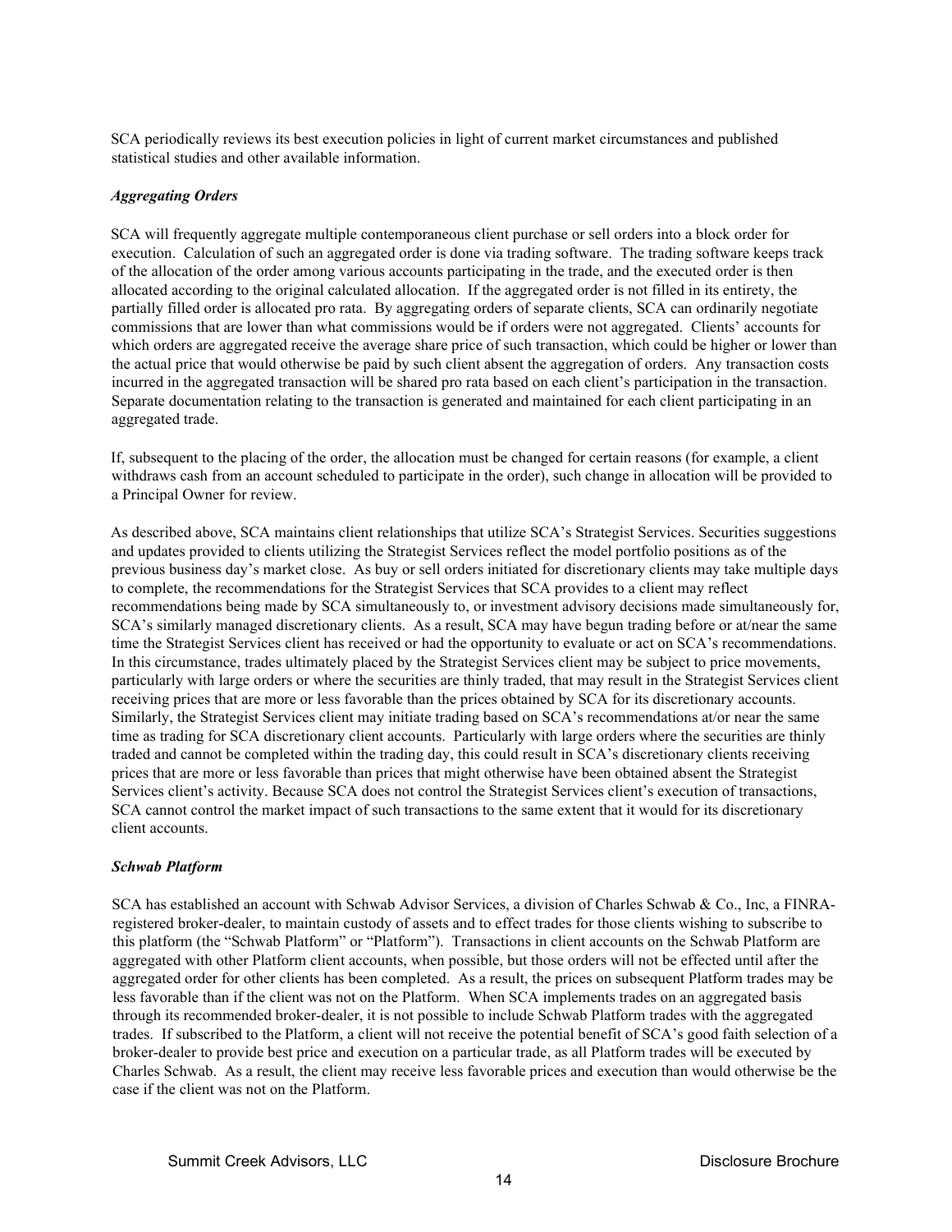SCA periodically reviews its best execution policies in light of current market circumstances and published statistical studies and other available information.

***Aggregating Orders***

SCA will frequently aggregate multiple contemporaneous client purchase or sell orders into a block order for execution. Calculation of such an aggregated order is done via trading software. The trading software keeps track of the allocation of the order among various accounts participating in the trade, and the executed order is then allocated according to the original calculated allocation. If the aggregated order is not filled in its entirety, the partially filled order is allocated pro rata. By aggregating orders of separate clients, SCA can ordinarily negotiate commissions that are lower than what commissions would be if orders were not aggregated. Clients' accounts for which orders are aggregated receive the average share price of such transaction, which could be higher or lower than the actual price that would otherwise be paid by such client absent the aggregation of orders. Any transaction costs incurred in the aggregated transaction will be shared pro rata based on each client's participation in the transaction. Separate documentation relating to the transaction is generated and maintained for each client participating in an aggregated trade.

If, subsequent to the placing of the order, the allocation must be changed for certain reasons (for example, a client withdraws cash from an account scheduled to participate in the order), such change in allocation will be provided to a Principal Owner for review.

As described above, SCA maintains client relationships that utilize SCA's Strategist Services. Securities suggestions and updates provided to clients utilizing the Strategist Services reflect the model portfolio positions as of the previous business day's market close. As buy or sell orders initiated for discretionary clients may take multiple days to complete, the recommendations for the Strategist Services that SCA provides to a client may reflect recommendations being made by SCA simultaneously to, or investment advisory decisions made simultaneously for, SCA's similarly managed discretionary clients. As a result, SCA may have begun trading before or at/near the same time the Strategist Services client has received or had the opportunity to evaluate or act on SCA's recommendations. In this circumstance, trades ultimately placed by the Strategist Services client may be subject to price movements, particularly with large orders or where the securities are thinly traded, that may result in the Strategist Services client receiving prices that are more or less favorable than the prices obtained by SCA for its discretionary accounts. Similarly, the Strategist Services client may initiate trading based on SCA's recommendations at/or near the same time as trading for SCA discretionary client accounts. Particularly with large orders where the securities are thinly traded and cannot be completed within the trading day, this could result in SCA's discretionary clients receiving prices that are more or less favorable than prices that might otherwise have been obtained absent the Strategist Services client's activity. Because SCA does not control the Strategist Services client's execution of transactions, SCA cannot control the market impact of such transactions to the same extent that it would for its discretionary client accounts.

***Schwab Platform***

SCA has established an account with Schwab Advisor Services, a division of Charles Schwab & Co., Inc, a FINRA-registered broker-dealer, to maintain custody of assets and to effect trades for those clients wishing to subscribe to this platform (the "Schwab Platform" or "Platform"). Transactions in client accounts on the Schwab Platform are aggregated with other Platform client accounts, when possible, but those orders will not be effected until after the aggregated order for other clients has been completed. As a result, the prices on subsequent Platform trades may be less favorable than if the client was not on the Platform. When SCA implements trades on an aggregated basis through its recommended broker-dealer, it is not possible to include Schwab Platform trades with the aggregated trades. If subscribed to the Platform, a client will not receive the potential benefit of SCA's good faith selection of a broker-dealer to provide best price and execution on a particular trade, as all Platform trades will be executed by Charles Schwab. As a result, the client may receive less favorable prices and execution than would otherwise be the case if the client was not on the Platform.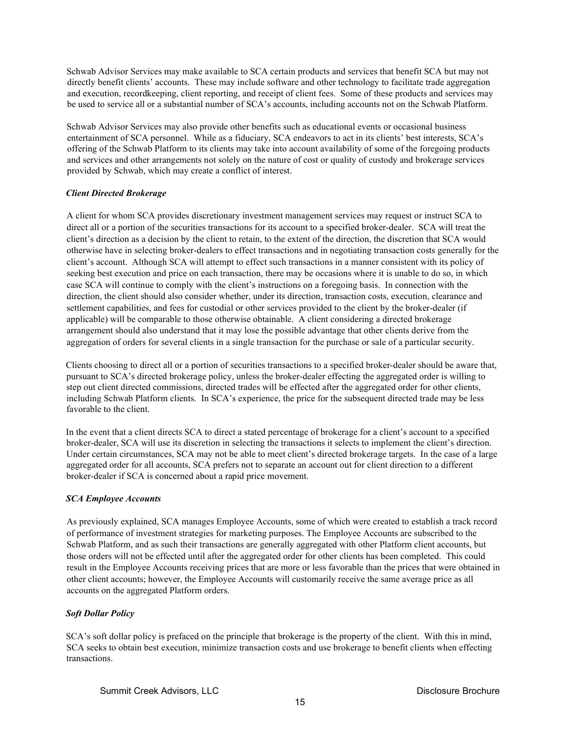Schwab Advisor Services may make available to SCA certain products and services that benefit SCA but may not directly benefit clients' accounts. These may include software and other technology to facilitate trade aggregation and execution, recordkeeping, client reporting, and receipt of client fees. Some of these products and services may be used to service all or a substantial number of SCA's accounts, including accounts not on the Schwab Platform.

Schwab Advisor Services may also provide other benefits such as educational events or occasional business entertainment of SCA personnel. While as a fiduciary, SCA endeavors to act in its clients' best interests, SCA's offering of the Schwab Platform to its clients may take into account availability of some of the foregoing products and services and other arrangements not solely on the nature of cost or quality of custody and brokerage services provided by Schwab, which may create a conflict of interest.

***Client Directed Brokerage***

A client for whom SCA provides discretionary investment management services may request or instruct SCA to direct all or a portion of the securities transactions for its account to a specified broker-dealer. SCA will treat the client's direction as a decision by the client to retain, to the extent of the direction, the discretion that SCA would otherwise have in selecting broker-dealers to effect transactions and in negotiating transaction costs generally for the client's account. Although SCA will attempt to effect such transactions in a manner consistent with its policy of seeking best execution and price on each transaction, there may be occasions where it is unable to do so, in which case SCA will continue to comply with the client's instructions on a foregoing basis. In connection with the direction, the client should also consider whether, under its direction, transaction costs, execution, clearance and settlement capabilities, and fees for custodial or other services provided to the client by the broker-dealer (if applicable) will be comparable to those otherwise obtainable. A client considering a directed brokerage arrangement should also understand that it may lose the possible advantage that other clients derive from the aggregation of orders for several clients in a single transaction for the purchase or sale of a particular security.

Clients choosing to direct all or a portion of securities transactions to a specified broker-dealer should be aware that, pursuant to SCA's directed brokerage policy, unless the broker-dealer effecting the aggregated order is willing to step out client directed commissions, directed trades will be effected after the aggregated order for other clients, including Schwab Platform clients. In SCA's experience, the price for the subsequent directed trade may be less favorable to the client.

In the event that a client directs SCA to direct a stated percentage of brokerage for a client's account to a specified broker-dealer, SCA will use its discretion in selecting the transactions it selects to implement the client's direction. Under certain circumstances, SCA may not be able to meet client's directed brokerage targets. In the case of a large aggregated order for all accounts, SCA prefers not to separate an account out for client direction to a different broker-dealer if SCA is concerned about a rapid price movement.

***SCA Employee Accounts***

As previously explained, SCA manages Employee Accounts, some of which were created to establish a track record of performance of investment strategies for marketing purposes. The Employee Accounts are subscribed to the Schwab Platform, and as such their transactions are generally aggregated with other Platform client accounts, but those orders will not be effected until after the aggregated order for other clients has been completed. This could result in the Employee Accounts receiving prices that are more or less favorable than the prices that were obtained in other client accounts; however, the Employee Accounts will customarily receive the same average price as all accounts on the aggregated Platform orders.

***Soft Dollar Policy***

SCA's soft dollar policy is prefaced on the principle that brokerage is the property of the client. With this in mind, SCA seeks to obtain best execution, minimize transaction costs and use brokerage to benefit clients when effecting transactions.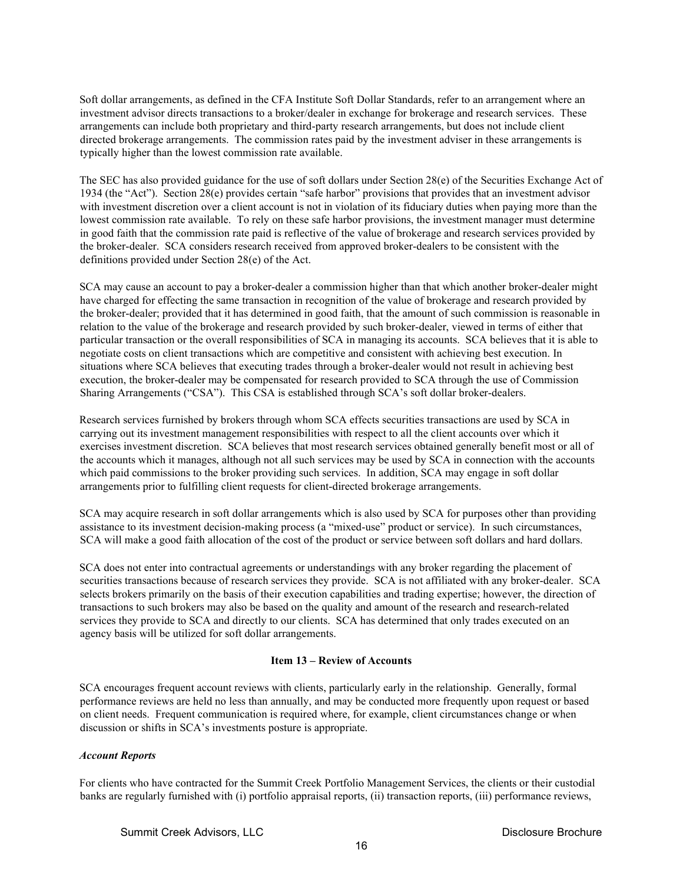Soft dollar arrangements, as defined in the CFA Institute Soft Dollar Standards, refer to an arrangement where an investment advisor directs transactions to a broker/dealer in exchange for brokerage and research services. These arrangements can include both proprietary and third-party research arrangements, but does not include client directed brokerage arrangements. The commission rates paid by the investment adviser in these arrangements is typically higher than the lowest commission rate available.

The SEC has also provided guidance for the use of soft dollars under Section 28(e) of the Securities Exchange Act of 1934 (the "Act"). Section 28(e) provides certain "safe harbor" provisions that provides that an investment advisor with investment discretion over a client account is not in violation of its fiduciary duties when paying more than the lowest commission rate available. To rely on these safe harbor provisions, the investment manager must determine in good faith that the commission rate paid is reflective of the value of brokerage and research services provided by the broker-dealer. SCA considers research received from approved broker-dealers to be consistent with the definitions provided under Section 28(e) of the Act.

SCA may cause an account to pay a broker-dealer a commission higher than that which another broker-dealer might have charged for effecting the same transaction in recognition of the value of brokerage and research provided by the broker-dealer; provided that it has determined in good faith, that the amount of such commission is reasonable in relation to the value of the brokerage and research provided by such broker-dealer, viewed in terms of either that particular transaction or the overall responsibilities of SCA in managing its accounts. SCA believes that it is able to negotiate costs on client transactions which are competitive and consistent with achieving best execution. In situations where SCA believes that executing trades through a broker-dealer would not result in achieving best execution, the broker-dealer may be compensated for research provided to SCA through the use of Commission Sharing Arrangements ("CSA"). This CSA is established through SCA's soft dollar broker-dealers.

Research services furnished by brokers through whom SCA effects securities transactions are used by SCA in carrying out its investment management responsibilities with respect to all the client accounts over which it exercises investment discretion. SCA believes that most research services obtained generally benefit most or all of the accounts which it manages, although not all such services may be used by SCA in connection with the accounts which paid commissions to the broker providing such services. In addition, SCA may engage in soft dollar arrangements prior to fulfilling client requests for client-directed brokerage arrangements.

SCA may acquire research in soft dollar arrangements which is also used by SCA for purposes other than providing assistance to its investment decision-making process (a "mixed-use" product or service). In such circumstances, SCA will make a good faith allocation of the cost of the product or service between soft dollars and hard dollars.

SCA does not enter into contractual agreements or understandings with any broker regarding the placement of securities transactions because of research services they provide. SCA is not affiliated with any broker-dealer. SCA selects brokers primarily on the basis of their execution capabilities and trading expertise; however, the direction of transactions to such brokers may also be based on the quality and amount of the research and research-related services they provide to SCA and directly to our clients. SCA has determined that only trades executed on an agency basis will be utilized for soft dollar arrangements.

## Item 13 – Review of Accounts

SCA encourages frequent account reviews with clients, particularly early in the relationship. Generally, formal performance reviews are held no less than annually, and may be conducted more frequently upon request or based on client needs. Frequent communication is required where, for example, client circumstances change or when discussion or shifts in SCA's investments posture is appropriate.

***Account Reports***

For clients who have contracted for the Summit Creek Portfolio Management Services, the clients or their custodial banks are regularly furnished with (i) portfolio appraisal reports, (ii) transaction reports, (iii) performance reviews,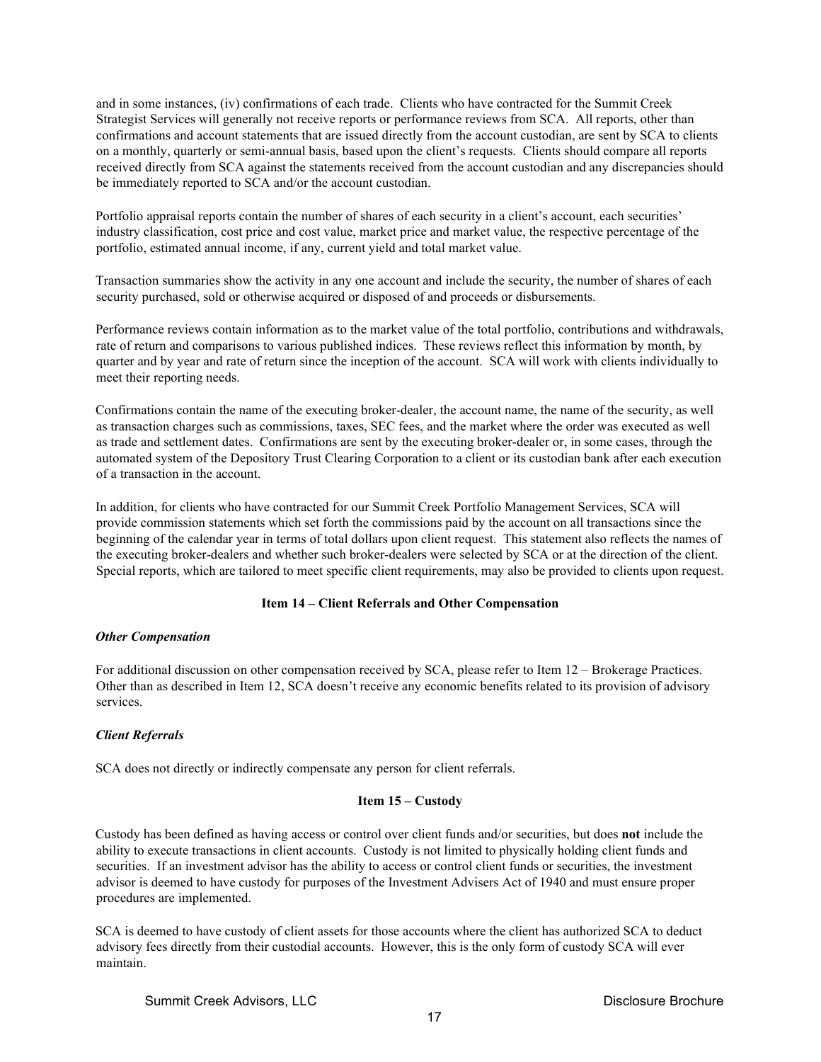and in some instances, (iv) confirmations of each trade. Clients who have contracted for the Summit Creek Strategist Services will generally not receive reports or performance reviews from SCA. All reports, other than confirmations and account statements that are issued directly from the account custodian, are sent by SCA to clients on a monthly, quarterly or semi-annual basis, based upon the client's requests. Clients should compare all reports received directly from SCA against the statements received from the account custodian and any discrepancies should be immediately reported to SCA and/or the account custodian.

Portfolio appraisal reports contain the number of shares of each security in a client's account, each securities' industry classification, cost price and cost value, market price and market value, the respective percentage of the portfolio, estimated annual income, if any, current yield and total market value.

Transaction summaries show the activity in any one account and include the security, the number of shares of each security purchased, sold or otherwise acquired or disposed of and proceeds or disbursements.

Performance reviews contain information as to the market value of the total portfolio, contributions and withdrawals, rate of return and comparisons to various published indices. These reviews reflect this information by month, by quarter and by year and rate of return since the inception of the account. SCA will work with clients individually to meet their reporting needs.

Confirmations contain the name of the executing broker-dealer, the account name, the name of the security, as well as transaction charges such as commissions, taxes, SEC fees, and the market where the order was executed as well as trade and settlement dates. Confirmations are sent by the executing broker-dealer or, in some cases, through the automated system of the Depository Trust Clearing Corporation to a client or its custodian bank after each execution of a transaction in the account.

In addition, for clients who have contracted for our Summit Creek Portfolio Management Services, SCA will provide commission statements which set forth the commissions paid by the account on all transactions since the beginning of the calendar year in terms of total dollars upon client request. This statement also reflects the names of the executing broker-dealers and whether such broker-dealers were selected by SCA or at the direction of the client. Special reports, which are tailored to meet specific client requirements, may also be provided to clients upon request.

## Item 14 – Client Referrals and Other Compensation

***Other Compensation***

For additional discussion on other compensation received by SCA, please refer to Item 12 – Brokerage Practices. Other than as described in Item 12, SCA doesn't receive any economic benefits related to its provision of advisory services.

***Client Referrals***

SCA does not directly or indirectly compensate any person for client referrals.

## Item 15 – Custody

Custody has been defined as having access or control over client funds and/or securities, but does **not** include the ability to execute transactions in client accounts. Custody is not limited to physically holding client funds and securities. If an investment advisor has the ability to access or control client funds or securities, the investment advisor is deemed to have custody for purposes of the Investment Advisers Act of 1940 and must ensure proper procedures are implemented.

SCA is deemed to have custody of client assets for those accounts where the client has authorized SCA to deduct advisory fees directly from their custodial accounts. However, this is the only form of custody SCA will ever maintain.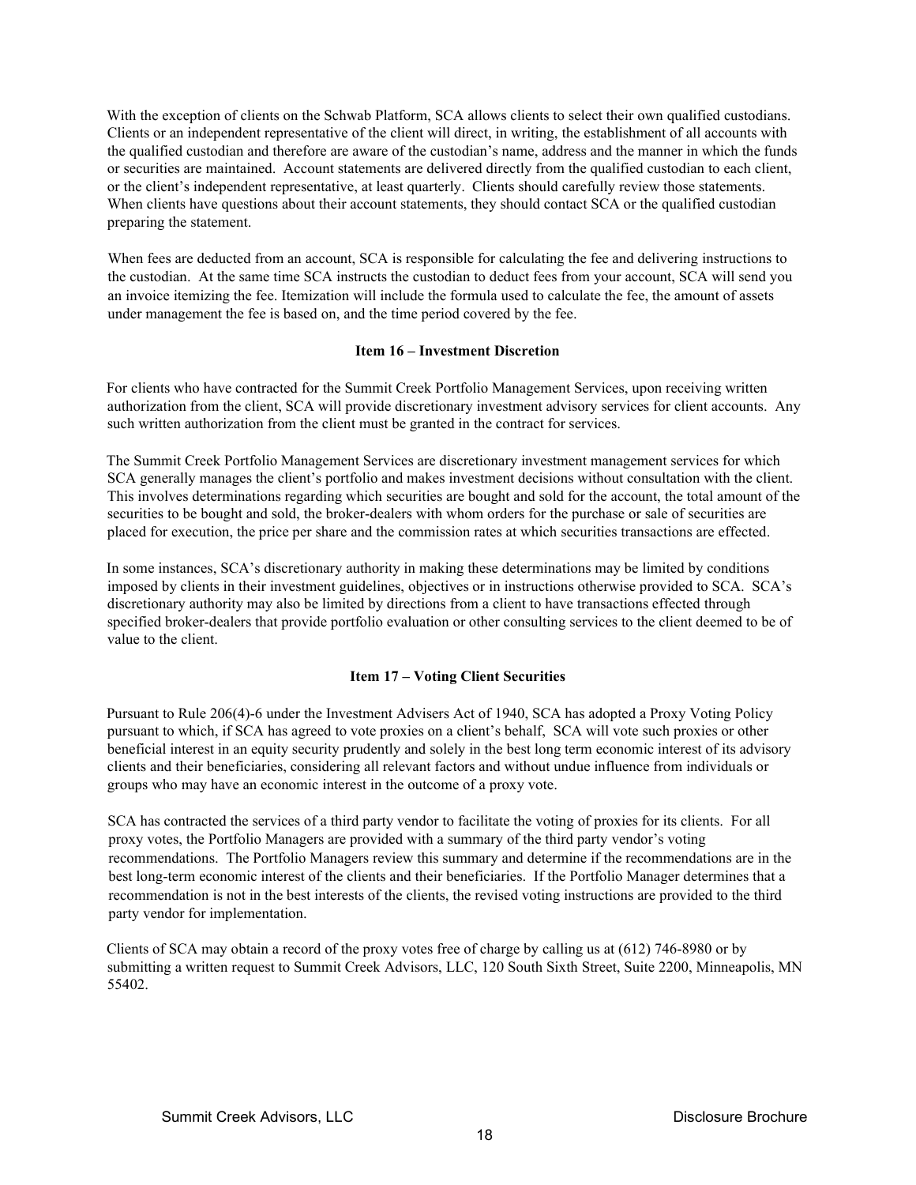With the exception of clients on the Schwab Platform, SCA allows clients to select their own qualified custodians. Clients or an independent representative of the client will direct, in writing, the establishment of all accounts with the qualified custodian and therefore are aware of the custodian's name, address and the manner in which the funds or securities are maintained. Account statements are delivered directly from the qualified custodian to each client, or the client's independent representative, at least quarterly. Clients should carefully review those statements. When clients have questions about their account statements, they should contact SCA or the qualified custodian preparing the statement.

When fees are deducted from an account, SCA is responsible for calculating the fee and delivering instructions to the custodian. At the same time SCA instructs the custodian to deduct fees from your account, SCA will send you an invoice itemizing the fee. Itemization will include the formula used to calculate the fee, the amount of assets under management the fee is based on, and the time period covered by the fee.

## Item 16 – Investment Discretion

For clients who have contracted for the Summit Creek Portfolio Management Services, upon receiving written authorization from the client, SCA will provide discretionary investment advisory services for client accounts. Any such written authorization from the client must be granted in the contract for services.

The Summit Creek Portfolio Management Services are discretionary investment management services for which SCA generally manages the client's portfolio and makes investment decisions without consultation with the client. This involves determinations regarding which securities are bought and sold for the account, the total amount of the securities to be bought and sold, the broker-dealers with whom orders for the purchase or sale of securities are placed for execution, the price per share and the commission rates at which securities transactions are effected.

In some instances, SCA's discretionary authority in making these determinations may be limited by conditions imposed by clients in their investment guidelines, objectives or in instructions otherwise provided to SCA. SCA's discretionary authority may also be limited by directions from a client to have transactions effected through specified broker-dealers that provide portfolio evaluation or other consulting services to the client deemed to be of value to the client.

## Item 17 – Voting Client Securities

Pursuant to Rule 206(4)-6 under the Investment Advisers Act of 1940, SCA has adopted a Proxy Voting Policy pursuant to which, if SCA has agreed to vote proxies on a client's behalf, SCA will vote such proxies or other beneficial interest in an equity security prudently and solely in the best long term economic interest of its advisory clients and their beneficiaries, considering all relevant factors and without undue influence from individuals or groups who may have an economic interest in the outcome of a proxy vote.

SCA has contracted the services of a third party vendor to facilitate the voting of proxies for its clients. For all proxy votes, the Portfolio Managers are provided with a summary of the third party vendor's voting recommendations. The Portfolio Managers review this summary and determine if the recommendations are in the best long-term economic interest of the clients and their beneficiaries. If the Portfolio Manager determines that a recommendation is not in the best interests of the clients, the revised voting instructions are provided to the third party vendor for implementation.

Clients of SCA may obtain a record of the proxy votes free of charge by calling us at (612) 746-8980 or by submitting a written request to Summit Creek Advisors, LLC, 120 South Sixth Street, Suite 2200, Minneapolis, MN 55402.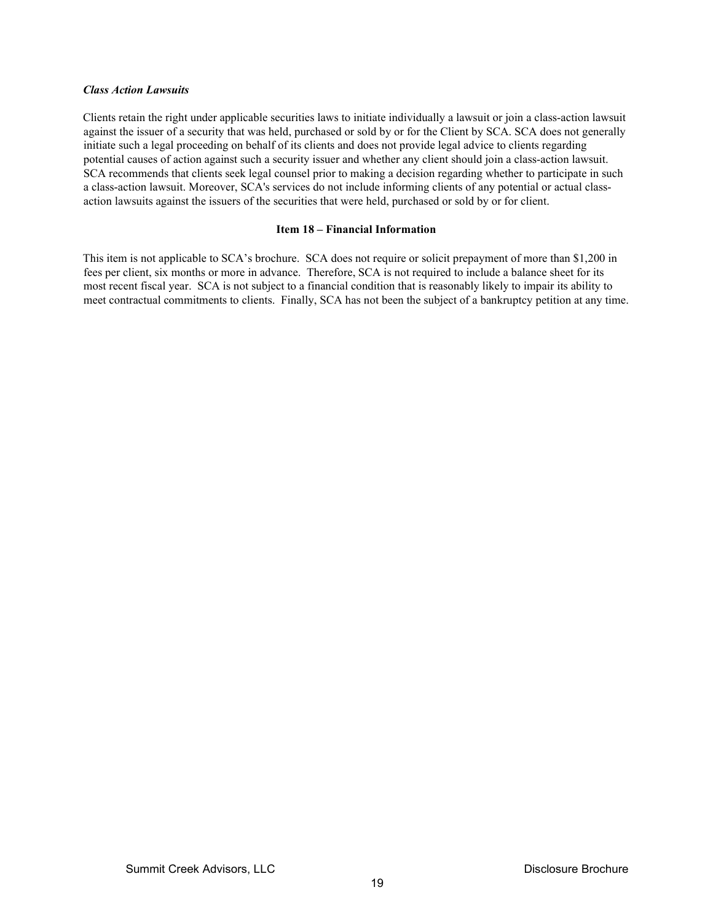***Class Action Lawsuits***

Clients retain the right under applicable securities laws to initiate individually a lawsuit or join a class-action lawsuit against the issuer of a security that was held, purchased or sold by or for the Client by SCA. SCA does not generally initiate such a legal proceeding on behalf of its clients and does not provide legal advice to clients regarding potential causes of action against such a security issuer and whether any client should join a class-action lawsuit. SCA recommends that clients seek legal counsel prior to making a decision regarding whether to participate in such a class-action lawsuit. Moreover, SCA's services do not include informing clients of any potential or actual class-action lawsuits against the issuers of the securities that were held, purchased or sold by or for client.

## Item 18 – Financial Information

This item is not applicable to SCA's brochure. SCA does not require or solicit prepayment of more than $1,200 in fees per client, six months or more in advance. Therefore, SCA is not required to include a balance sheet for its most recent fiscal year. SCA is not subject to a financial condition that is reasonably likely to impair its ability to meet contractual commitments to clients. Finally, SCA has not been the subject of a bankruptcy petition at any time.